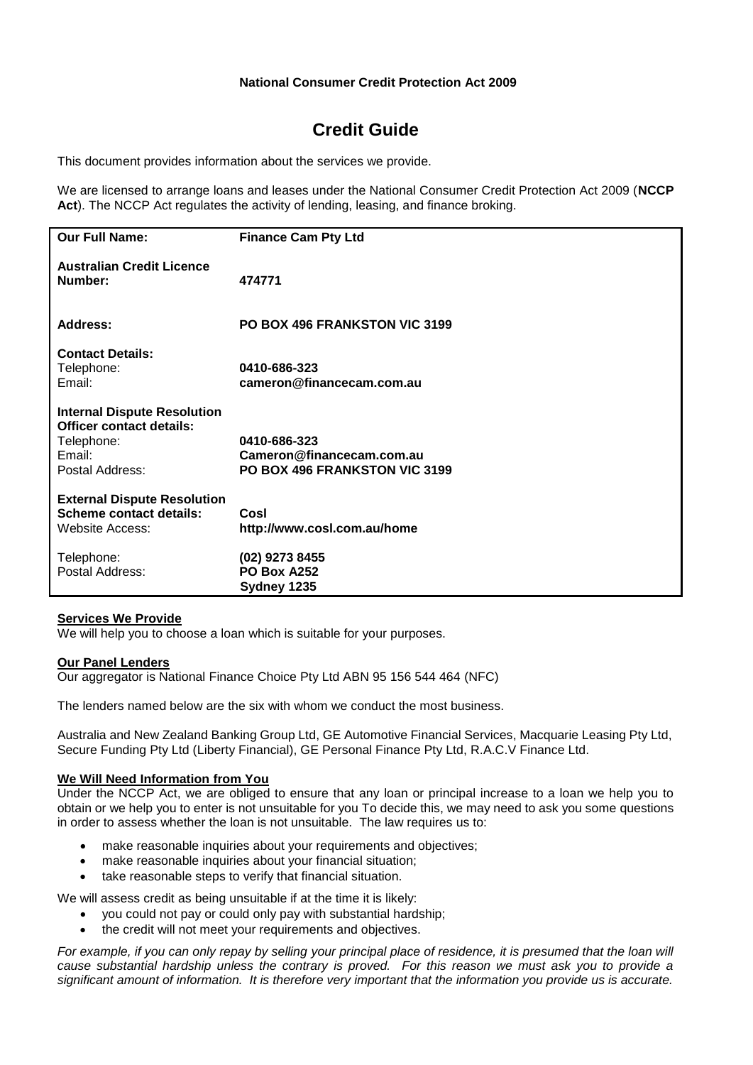**National Consumer Credit Protection Act 2009**

# Credit Guide

This document provides information about the services we provide.

We are licensed to arrange loans and leases under the National Consumer Credit Protection Act 2009 (**NCCP Act**). The NCCP Act regulates the activity of lending, leasing, and finance broking.

| | |
|---|---|
| **Our Full Name:** | **Finance Cam Pty Ltd** |
| **Australian Credit Licence Number:** | **474771** |
| **Address:** | **PO BOX 496 FRANKSTON VIC 3199** |
| **Contact Details:** | |
| Telephone: | **0410-686-323** |
| Email: | **cameron@financecam.com.au** |
| **Internal Dispute Resolution Officer contact details:** | |
| Telephone: | **0410-686-323** |
| Email: | **Cameron@financecam.com.au** |
| Postal Address: | **PO BOX 496 FRANKSTON VIC 3199** |
| **External Dispute Resolution Scheme contact details:** | **Cosl** |
| Website Access: | **http://www.cosl.com.au/home** |
| Telephone: | **(02) 9273 8455** |
| Postal Address: | **PO Box A252 Sydney 1235** |

**Services We Provide**

We will help you to choose a loan which is suitable for your purposes.

**Our Panel Lenders**

Our aggregator is National Finance Choice Pty Ltd ABN 95 156 544 464 (NFC)

The lenders named below are the six with whom we conduct the most business.

Australia and New Zealand Banking Group Ltd, GE Automotive Financial Services, Macquarie Leasing Pty Ltd, Secure Funding Pty Ltd (Liberty Financial), GE Personal Finance Pty Ltd, R.A.C.V Finance Ltd.

**We Will Need Information from You**

Under the NCCP Act, we are obliged to ensure that any loan or principal increase to a loan we help you to obtain or we help you to enter is not unsuitable for you To decide this, we may need to ask you some questions in order to assess whether the loan is not unsuitable. The law requires us to:

- make reasonable inquiries about your requirements and objectives;
- make reasonable inquiries about your financial situation;
- take reasonable steps to verify that financial situation.

We will assess credit as being unsuitable if at the time it is likely:

- you could not pay or could only pay with substantial hardship;
- the credit will not meet your requirements and objectives.

*For example, if you can only repay by selling your principal place of residence, it is presumed that the loan will cause substantial hardship unless the contrary is proved. For this reason we must ask you to provide a significant amount of information. It is therefore very important that the information you provide us is accurate.*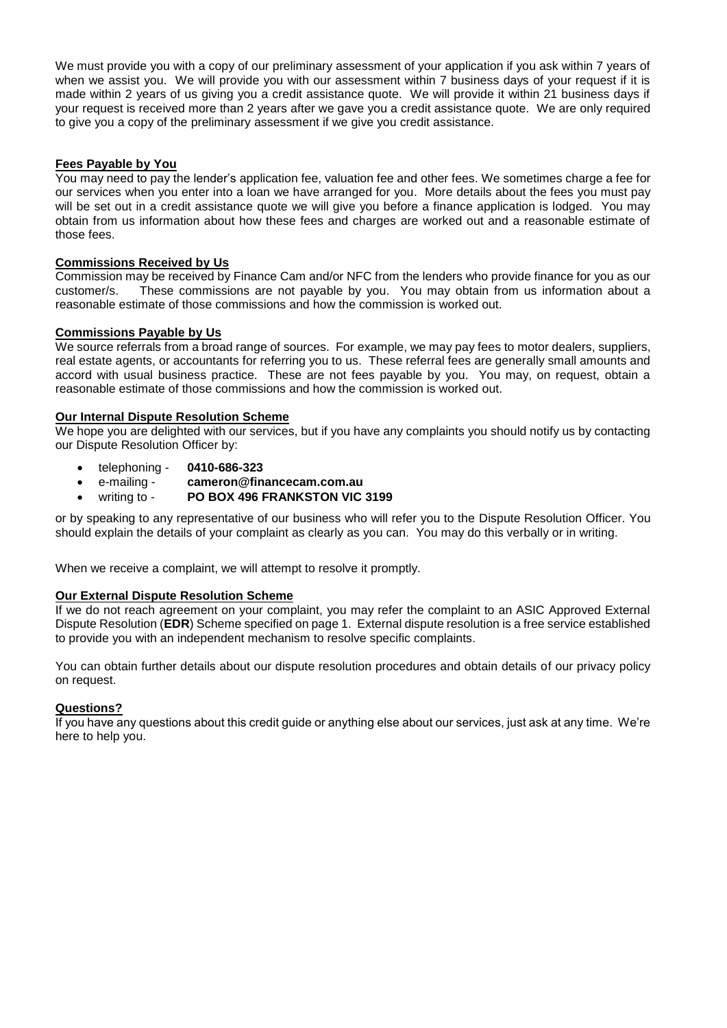We must provide you with a copy of our preliminary assessment of your application if you ask within 7 years of when we assist you. We will provide you with our assessment within 7 business days of your request if it is made within 2 years of us giving you a credit assistance quote. We will provide it within 21 business days if your request is received more than 2 years after we gave you a credit assistance quote. We are only required to give you a copy of the preliminary assessment if we give you credit assistance.

## Fees Payable by You

You may need to pay the lender's application fee, valuation fee and other fees. We sometimes charge a fee for our services when you enter into a loan we have arranged for you. More details about the fees you must pay will be set out in a credit assistance quote we will give you before a finance application is lodged. You may obtain from us information about how these fees and charges are worked out and a reasonable estimate of those fees.

## Commissions Received by Us

Commission may be received by Finance Cam and/or NFC from the lenders who provide finance for you as our customer/s. These commissions are not payable by you. You may obtain from us information about a reasonable estimate of those commissions and how the commission is worked out.

## Commissions Payable by Us

We source referrals from a broad range of sources. For example, we may pay fees to motor dealers, suppliers, real estate agents, or accountants for referring you to us. These referral fees are generally small amounts and accord with usual business practice. These are not fees payable by you. You may, on request, obtain a reasonable estimate of those commissions and how the commission is worked out.

## Our Internal Dispute Resolution Scheme

We hope you are delighted with our services, but if you have any complaints you should notify us by contacting our Dispute Resolution Officer by:

- telephoning - **0410-686-323**
- e-mailing - **cameron@financecam.com.au**
- writing to - **PO BOX 496 FRANKSTON VIC 3199**

or by speaking to any representative of our business who will refer you to the Dispute Resolution Officer. You should explain the details of your complaint as clearly as you can. You may do this verbally or in writing.

When we receive a complaint, we will attempt to resolve it promptly.

## Our External Dispute Resolution Scheme

If we do not reach agreement on your complaint, you may refer the complaint to an ASIC Approved External Dispute Resolution (**EDR**) Scheme specified on page 1. External dispute resolution is a free service established to provide you with an independent mechanism to resolve specific complaints.

You can obtain further details about our dispute resolution procedures and obtain details of our privacy policy on request.

## Questions?

If you have any questions about this credit guide or anything else about our services, just ask at any time. We're here to help you.